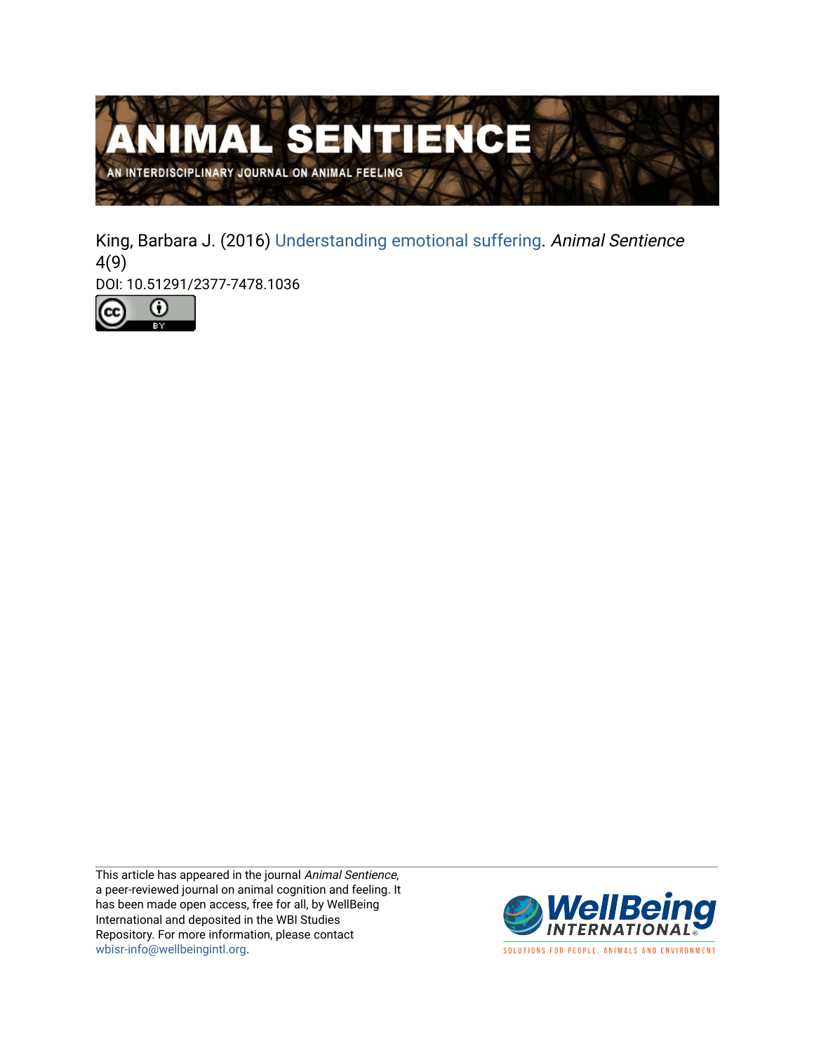# ANIMAL SENTIENCE

AN INTERDISCIPLINARY JOURNAL ON ANIMAL FEELING

King, Barbara J. (2016) Understanding emotional suffering. *Animal Sentience* 4(9)

DOI: 10.51291/2377-7478.1036

This article has appeared in the journal *Animal Sentience*, a peer-reviewed journal on animal cognition and feeling. It has been made open access, free for all, by WellBeing International and deposited in the WBI Studies Repository. For more information, please contact wbisr-info@wellbeingintl.org.

WellBeing INTERNATIONAL

SOLUTIONS FOR PEOPLE, ANIMALS AND ENVIRONMENT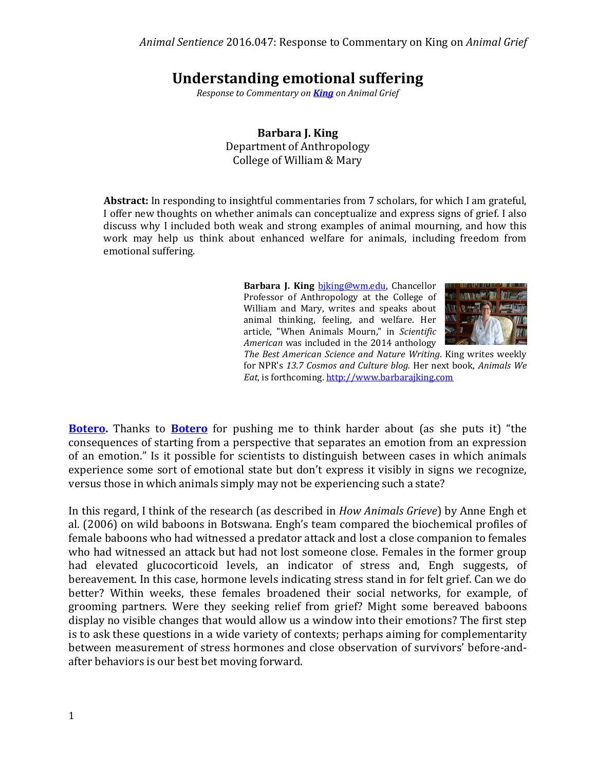# Understanding emotional suffering

*Response to Commentary on **King** on Animal Grief*

**Barbara J. King**
Department of Anthropology
College of William & Mary

**Abstract:** In responding to insightful commentaries from 7 scholars, for which I am grateful, I offer new thoughts on whether animals can conceptualize and express signs of grief. I also discuss why I included both weak and strong examples of animal mourning, and how this work may help us think about enhanced welfare for animals, including freedom from emotional suffering.

**Barbara J. King** bjking@wm.edu, Chancellor Professor of Anthropology at the College of William and Mary, writes and speaks about animal thinking, feeling, and welfare. Her article, "When Animals Mourn," in *Scientific American* was included in the 2014 anthology *The Best American Science and Nature Writing*. King writes weekly for NPR's *13.7 Cosmos and Culture blog.* Her next book, *Animals We Eat*, is forthcoming. http://www.barbarajking.com

**Botero.** Thanks to **Botero** for pushing me to think harder about (as she puts it) "the consequences of starting from a perspective that separates an emotion from an expression of an emotion." Is it possible for scientists to distinguish between cases in which animals experience some sort of emotional state but don't express it visibly in signs we recognize, versus those in which animals simply may not be experiencing such a state?

In this regard, I think of the research (as described in *How Animals Grieve*) by Anne Engh et al. (2006) on wild baboons in Botswana. Engh's team compared the biochemical profiles of female baboons who had witnessed a predator attack and lost a close companion to females who had witnessed an attack but had not lost someone close. Females in the former group had elevated glucocorticoid levels, an indicator of stress and, Engh suggests, of bereavement. In this case, hormone levels indicating stress stand in for felt grief. Can we do better? Within weeks, these females broadened their social networks, for example, of grooming partners. Were they seeking relief from grief? Might some bereaved baboons display no visible changes that would allow us a window into their emotions? The first step is to ask these questions in a wide variety of contexts; perhaps aiming for complementarity between measurement of stress hormones and close observation of survivors' before-and-after behaviors is our best bet moving forward.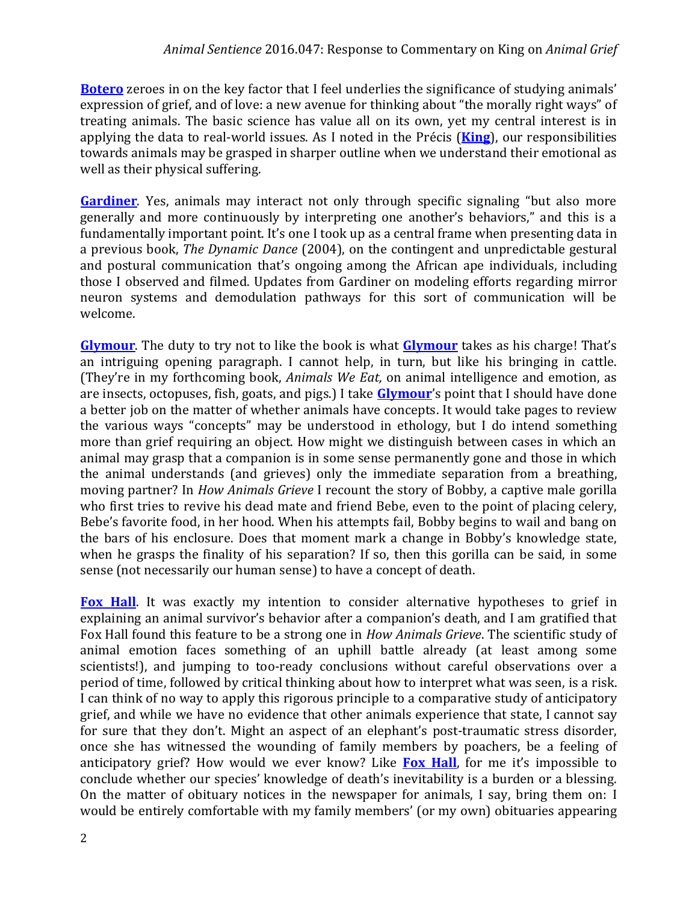**Botero** zeroes in on the key factor that I feel underlies the significance of studying animals' expression of grief, and of love: a new avenue for thinking about "the morally right ways" of treating animals. The basic science has value all on its own, yet my central interest is in applying the data to real-world issues. As I noted in the Précis (**King**), our responsibilities towards animals may be grasped in sharper outline when we understand their emotional as well as their physical suffering.

**Gardiner**. Yes, animals may interact not only through specific signaling "but also more generally and more continuously by interpreting one another's behaviors," and this is a fundamentally important point. It's one I took up as a central frame when presenting data in a previous book, *The Dynamic Dance* (2004), on the contingent and unpredictable gestural and postural communication that's ongoing among the African ape individuals, including those I observed and filmed. Updates from Gardiner on modeling efforts regarding mirror neuron systems and demodulation pathways for this sort of communication will be welcome.

**Glymour**. The duty to try not to like the book is what **Glymour** takes as his charge! That's an intriguing opening paragraph. I cannot help, in turn, but like his bringing in cattle. (They're in my forthcoming book, *Animals We Eat,* on animal intelligence and emotion, as are insects, octopuses, fish, goats, and pigs.) I take **Glymour**'s point that I should have done a better job on the matter of whether animals have concepts. It would take pages to review the various ways "concepts" may be understood in ethology, but I do intend something more than grief requiring an object. How might we distinguish between cases in which an animal may grasp that a companion is in some sense permanently gone and those in which the animal understands (and grieves) only the immediate separation from a breathing, moving partner? In *How Animals Grieve* I recount the story of Bobby, a captive male gorilla who first tries to revive his dead mate and friend Bebe, even to the point of placing celery, Bebe's favorite food, in her hood. When his attempts fail, Bobby begins to wail and bang on the bars of his enclosure. Does that moment mark a change in Bobby's knowledge state, when he grasps the finality of his separation? If so, then this gorilla can be said, in some sense (not necessarily our human sense) to have a concept of death.

**Fox Hall**. It was exactly my intention to consider alternative hypotheses to grief in explaining an animal survivor's behavior after a companion's death, and I am gratified that Fox Hall found this feature to be a strong one in *How Animals Grieve*. The scientific study of animal emotion faces something of an uphill battle already (at least among some scientists!), and jumping to too-ready conclusions without careful observations over a period of time, followed by critical thinking about how to interpret what was seen, is a risk. I can think of no way to apply this rigorous principle to a comparative study of anticipatory grief, and while we have no evidence that other animals experience that state, I cannot say for sure that they don't. Might an aspect of an elephant's post-traumatic stress disorder, once she has witnessed the wounding of family members by poachers, be a feeling of anticipatory grief? How would we ever know? Like **Fox Hall**, for me it's impossible to conclude whether our species' knowledge of death's inevitability is a burden or a blessing. On the matter of obituary notices in the newspaper for animals, I say, bring them on: I would be entirely comfortable with my family members' (or my own) obituaries appearing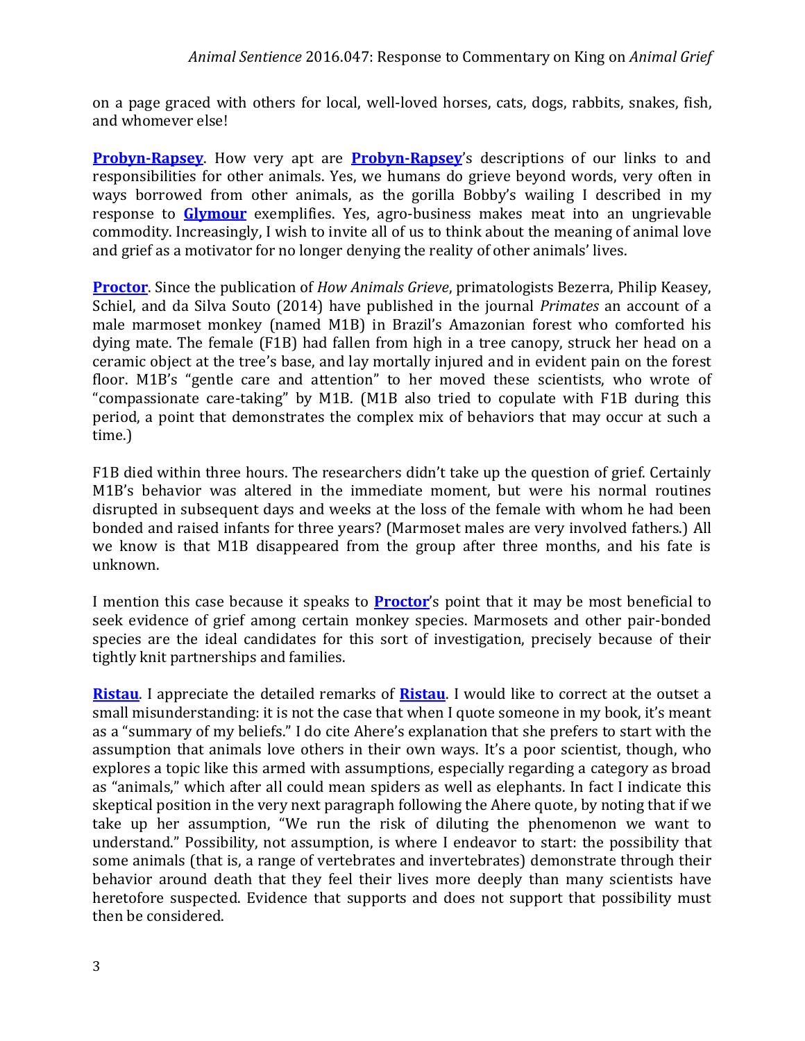on a page graced with others for local, well-loved horses, cats, dogs, rabbits, snakes, fish, and whomever else!

**Probyn-Rapsey**. How very apt are **Probyn-Rapsey**'s descriptions of our links to and responsibilities for other animals. Yes, we humans do grieve beyond words, very often in ways borrowed from other animals, as the gorilla Bobby's wailing I described in my response to **Glymour** exemplifies. Yes, agro-business makes meat into an ungrievable commodity. Increasingly, I wish to invite all of us to think about the meaning of animal love and grief as a motivator for no longer denying the reality of other animals' lives.

**Proctor**. Since the publication of *How Animals Grieve*, primatologists Bezerra, Philip Keasey, Schiel, and da Silva Souto (2014) have published in the journal *Primates* an account of a male marmoset monkey (named M1B) in Brazil's Amazonian forest who comforted his dying mate. The female (F1B) had fallen from high in a tree canopy, struck her head on a ceramic object at the tree's base, and lay mortally injured and in evident pain on the forest floor. M1B's "gentle care and attention" to her moved these scientists, who wrote of "compassionate care-taking" by M1B. (M1B also tried to copulate with F1B during this period, a point that demonstrates the complex mix of behaviors that may occur at such a time.)

F1B died within three hours. The researchers didn't take up the question of grief. Certainly M1B's behavior was altered in the immediate moment, but were his normal routines disrupted in subsequent days and weeks at the loss of the female with whom he had been bonded and raised infants for three years? (Marmoset males are very involved fathers.) All we know is that M1B disappeared from the group after three months, and his fate is unknown.

I mention this case because it speaks to **Proctor**'s point that it may be most beneficial to seek evidence of grief among certain monkey species. Marmosets and other pair-bonded species are the ideal candidates for this sort of investigation, precisely because of their tightly knit partnerships and families.

**Ristau**. I appreciate the detailed remarks of **Ristau**. I would like to correct at the outset a small misunderstanding: it is not the case that when I quote someone in my book, it's meant as a "summary of my beliefs." I do cite Ahere's explanation that she prefers to start with the assumption that animals love others in their own ways. It's a poor scientist, though, who explores a topic like this armed with assumptions, especially regarding a category as broad as "animals," which after all could mean spiders as well as elephants. In fact I indicate this skeptical position in the very next paragraph following the Ahere quote, by noting that if we take up her assumption, "We run the risk of diluting the phenomenon we want to understand." Possibility, not assumption, is where I endeavor to start: the possibility that some animals (that is, a range of vertebrates and invertebrates) demonstrate through their behavior around death that they feel their lives more deeply than many scientists have heretofore suspected. Evidence that supports and does not support that possibility must then be considered.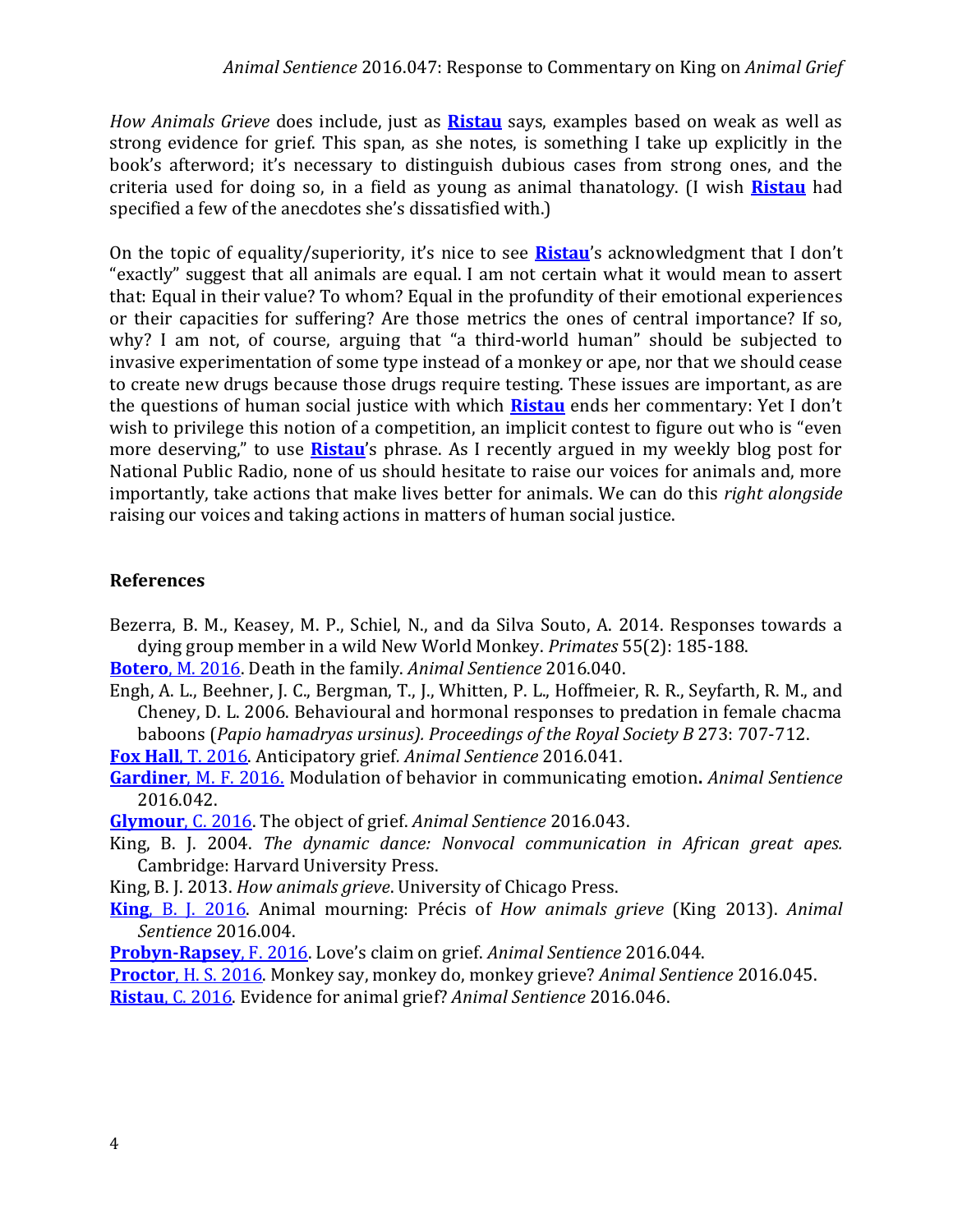*How Animals Grieve* does include, just as **Ristau** says, examples based on weak as well as strong evidence for grief. This span, as she notes, is something I take up explicitly in the book's afterword; it's necessary to distinguish dubious cases from strong ones, and the criteria used for doing so, in a field as young as animal thanatology. (I wish **Ristau** had specified a few of the anecdotes she's dissatisfied with.)

On the topic of equality/superiority, it's nice to see **Ristau**'s acknowledgment that I don't "exactly" suggest that all animals are equal. I am not certain what it would mean to assert that: Equal in their value? To whom? Equal in the profundity of their emotional experiences or their capacities for suffering? Are those metrics the ones of central importance? If so, why? I am not, of course, arguing that "a third-world human" should be subjected to invasive experimentation of some type instead of a monkey or ape, nor that we should cease to create new drugs because those drugs require testing. These issues are important, as are the questions of human social justice with which **Ristau** ends her commentary: Yet I don't wish to privilege this notion of a competition, an implicit contest to figure out who is "even more deserving," to use **Ristau**'s phrase. As I recently argued in my weekly blog post for National Public Radio, none of us should hesitate to raise our voices for animals and, more importantly, take actions that make lives better for animals. We can do this *right alongside* raising our voices and taking actions in matters of human social justice.

## References

Bezerra, B. M., Keasey, M. P., Schiel, N., and da Silva Souto, A. 2014. Responses towards a dying group member in a wild New World Monkey. *Primates* 55(2): 185-188.

**Botero**, M. 2016. Death in the family. *Animal Sentience* 2016.040.

Engh, A. L., Beehner, J. C., Bergman, T., J., Whitten, P. L., Hoffmeier, R. R., Seyfarth, R. M., and Cheney, D. L. 2006. Behavioural and hormonal responses to predation in female chacma baboons (*Papio hamadryas ursinus). Proceedings of the Royal Society B* 273: 707-712.

**Fox Hall**, T. 2016. Anticipatory grief. *Animal Sentience* 2016.041.

**Gardiner**, M. F. 2016. Modulation of behavior in communicating emotion**.** *Animal Sentience* 2016.042.

**Glymour**, C. 2016. The object of grief. *Animal Sentience* 2016.043.

King, B. J. 2004. *The dynamic dance: Nonvocal communication in African great apes.* Cambridge: Harvard University Press.

King, B. J. 2013. *How animals grieve*. University of Chicago Press.

**King**, B. J. 2016. Animal mourning: Précis of *How animals grieve* (King 2013). *Animal Sentience* 2016.004.

**Probyn-Rapsey**, F. 2016. Love's claim on grief. *Animal Sentience* 2016.044.

**Proctor**, H. S. 2016. Monkey say, monkey do, monkey grieve? *Animal Sentience* 2016.045.

**Ristau**, C. 2016. Evidence for animal grief? *Animal Sentience* 2016.046.